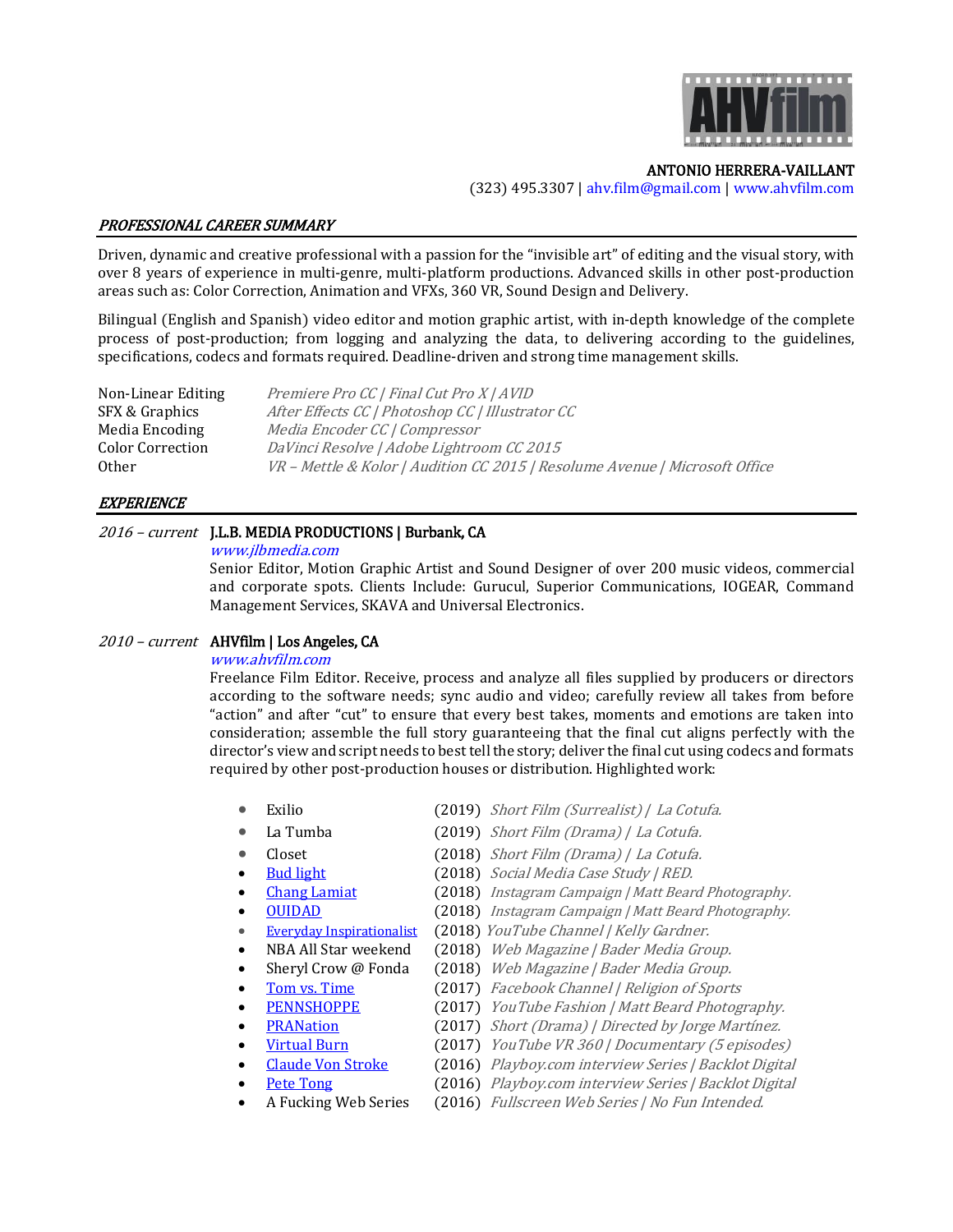**ANTONIO HERRERA-VAILLANT**
(323) 495.3307 | ahv.film@gmail.com | www.ahvfilm.com

## *PROFESSIONAL CAREER SUMMARY*

Driven, dynamic and creative professional with a passion for the "invisible art" of editing and the visual story, with over 8 years of experience in multi-genre, multi-platform productions. Advanced skills in other post-production areas such as: Color Correction, Animation and VFXs, 360 VR, Sound Design and Delivery.

Bilingual (English and Spanish) video editor and motion graphic artist, with in-depth knowledge of the complete process of post-production; from logging and analyzing the data, to delivering according to the guidelines, specifications, codecs and formats required. Deadline-driven and strong time management skills.

| | |
|---|---|
| Non-Linear Editing | *Premiere Pro CC / Final Cut Pro X / AVID* |
| SFX & Graphics | *After Effects CC / Photoshop CC / Illustrator CC* |
| Media Encoding | *Media Encoder CC / Compressor* |
| Color Correction | *DaVinci Resolve / Adobe Lightroom CC 2015* |
| Other | *VR – Mettle & Kolor / Audition CC 2015 / Resolume Avenue / Microsoft Office* |

## *EXPERIENCE*

*2016 – current* **J.L.B. MEDIA PRODUCTIONS | Burbank, CA**
*www.jlbmedia.com*
Senior Editor, Motion Graphic Artist and Sound Designer of over 200 music videos, commercial and corporate spots. Clients Include: Gurucul, Superior Communications, IOGEAR, Command Management Services, SKAVA and Universal Electronics.

*2010 – current* **AHVfilm | Los Angeles, CA**
*www.ahvfilm.com*
Freelance Film Editor. Receive, process and analyze all files supplied by producers or directors according to the software needs; sync audio and video; carefully review all takes from before "action" and after "cut" to ensure that every best takes, moments and emotions are taken into consideration; assemble the full story guaranteeing that the final cut aligns perfectly with the director's view and script needs to best tell the story; deliver the final cut using codecs and formats required by other post-production houses or distribution. Highlighted work:

- Exilio (2019) *Short Film (Surrealist) / La Cotufa.*
- La Tumba (2019) *Short Film (Drama) / La Cotufa.*
- Closet (2018) *Short Film (Drama) / La Cotufa.*
- Bud light (2018) *Social Media Case Study / RED.*
- Chang Lamiat (2018) *Instagram Campaign / Matt Beard Photography.*
- OUIDAD (2018) *Instagram Campaign / Matt Beard Photography.*
- Everyday Inspirationalist (2018) *YouTube Channel / Kelly Gardner.*
- NBA All Star weekend (2018) *Web Magazine / Bader Media Group.*
- Sheryl Crow @ Fonda (2018) *Web Magazine / Bader Media Group.*
- Tom vs. Time (2017) *Facebook Channel / Religion of Sports*
- PENNSHOPPE (2017) *YouTube Fashion / Matt Beard Photography.*
- PRANation (2017) *Short (Drama) / Directed by Jorge Martínez.*
- Virtual Burn (2017) *YouTube VR 360 / Documentary (5 episodes)*
- Claude Von Stroke (2016) *Playboy.com interview Series / Backlot Digital*
- Pete Tong (2016) *Playboy.com interview Series / Backlot Digital*
- A Fucking Web Series (2016) *Fullscreen Web Series / No Fun Intended.*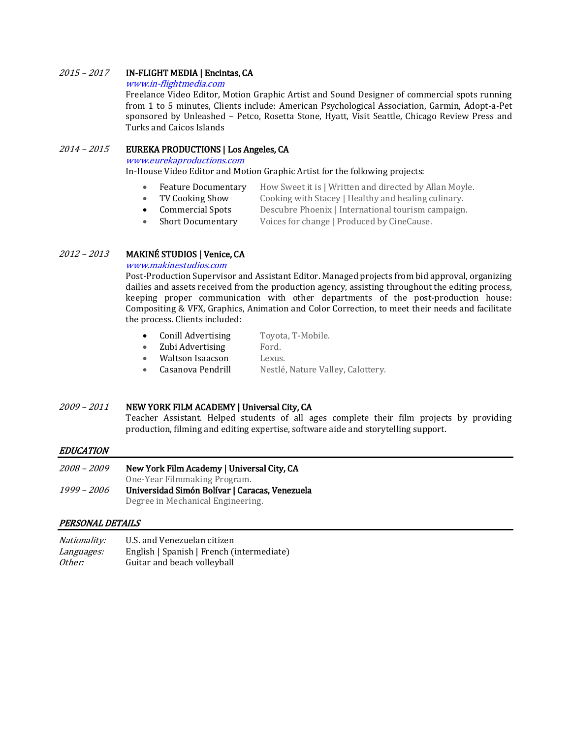*2015 – 2017* **IN-FLIGHT MEDIA | Encintas, CA**

*www.in-flightmedia.com*

Freelance Video Editor, Motion Graphic Artist and Sound Designer of commercial spots running from 1 to 5 minutes, Clients include: American Psychological Association, Garmin, Adopt-a-Pet sponsored by Unleashed – Petco, Rosetta Stone, Hyatt, Visit Seattle, Chicago Review Press and Turks and Caicos Islands

*2014 – 2015* **EUREKA PRODUCTIONS | Los Angeles, CA**

*www.eurekaproductions.com*

In-House Video Editor and Motion Graphic Artist for the following projects:

- Feature Documentary — How Sweet it is | Written and directed by Allan Moyle.
- TV Cooking Show — Cooking with Stacey | Healthy and healing culinary.
- Commercial Spots — Descubre Phoenix | International tourism campaign.
- Short Documentary — Voices for change | Produced by CineCause.

*2012 – 2013* **MAKINÉ STUDIOS | Venice, CA**

*www.makinestudios.com*

Post-Production Supervisor and Assistant Editor. Managed projects from bid approval, organizing dailies and assets received from the production agency, assisting throughout the editing process, keeping proper communication with other departments of the post-production house: Compositing & VFX, Graphics, Animation and Color Correction, to meet their needs and facilitate the process. Clients included:

- Conill Advertising — Toyota, T-Mobile.
- Zubi Advertising — Ford.
- Waltson Isaacson — Lexus.
- Casanova Pendrill — Nestlé, Nature Valley, Calottery.

*2009 – 2011* **NEW YORK FILM ACADEMY | Universal City, CA**

Teacher Assistant. Helped students of all ages complete their film projects by providing production, filming and editing expertise, software aide and storytelling support.

## *EDUCATION*

*2008 – 2009* **New York Film Academy | Universal City, CA**

One-Year Filmmaking Program.

*1999 – 2006* **Universidad Simón Bolívar | Caracas, Venezuela**

Degree in Mechanical Engineering.

## *PERSONAL DETAILS*

*Nationality:* U.S. and Venezuelan citizen

*Languages:* English | Spanish | French (intermediate)

*Other:* Guitar and beach volleyball